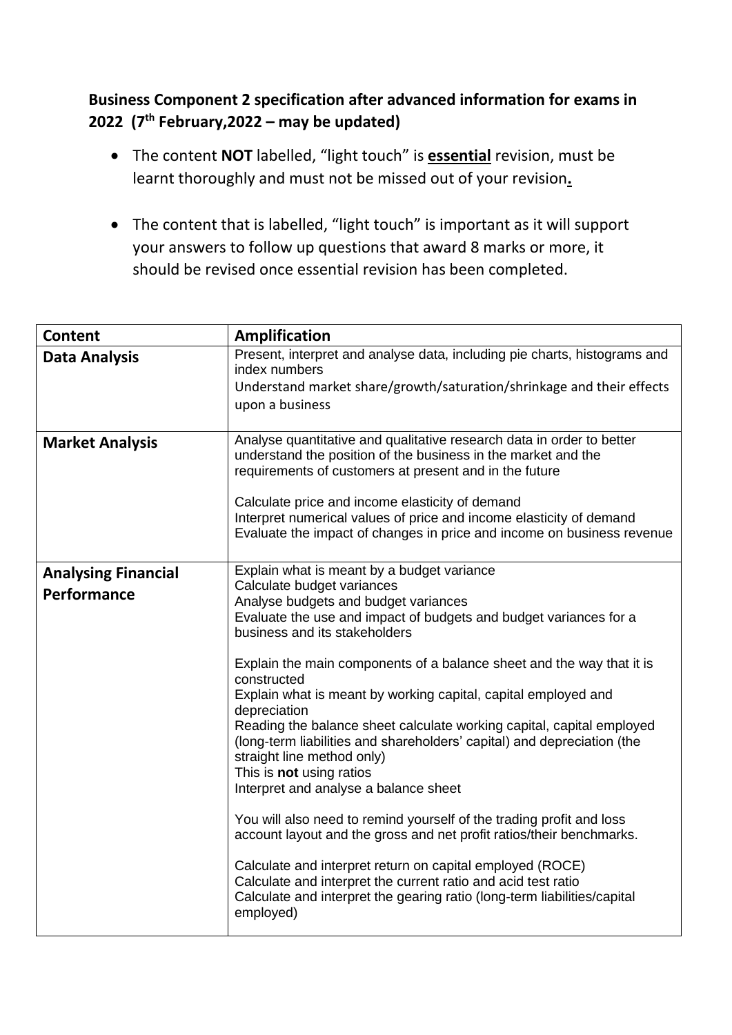## Business Component 2 specification after advanced information for exams in 2022 (7th February,2022 – may be updated)

- The content **NOT** labelled, "light touch" is **essential** revision, must be learnt thoroughly and must not be missed out of your revision**.**
- The content that is labelled, "light touch" is important as it will support your answers to follow up questions that award 8 marks or more, it should be revised once essential revision has been completed.

| Content | Amplification |
|---|---|
| **Data Analysis** | Present, interpret and analyse data, including pie charts, histograms and index numbers<br>Understand market share/growth/saturation/shrinkage and their effects upon a business |
| **Market Analysis** | Analyse quantitative and qualitative research data in order to better understand the position of the business in the market and the requirements of customers at present and in the future<br><br>Calculate price and income elasticity of demand<br>Interpret numerical values of price and income elasticity of demand<br>Evaluate the impact of changes in price and income on business revenue |
| **Analysing Financial Performance** | Explain what is meant by a budget variance<br>Calculate budget variances<br>Analyse budgets and budget variances<br>Evaluate the use and impact of budgets and budget variances for a business and its stakeholders<br><br>Explain the main components of a balance sheet and the way that it is constructed<br>Explain what is meant by working capital, capital employed and depreciation<br>Reading the balance sheet calculate working capital, capital employed (long-term liabilities and shareholders' capital) and depreciation (the straight line method only)<br>This is **not** using ratios<br>Interpret and analyse a balance sheet<br><br>You will also need to remind yourself of the trading profit and loss account layout and the gross and net profit ratios/their benchmarks.<br><br>Calculate and interpret return on capital employed (ROCE)<br>Calculate and interpret the current ratio and acid test ratio<br>Calculate and interpret the gearing ratio (long-term liabilities/capital employed) |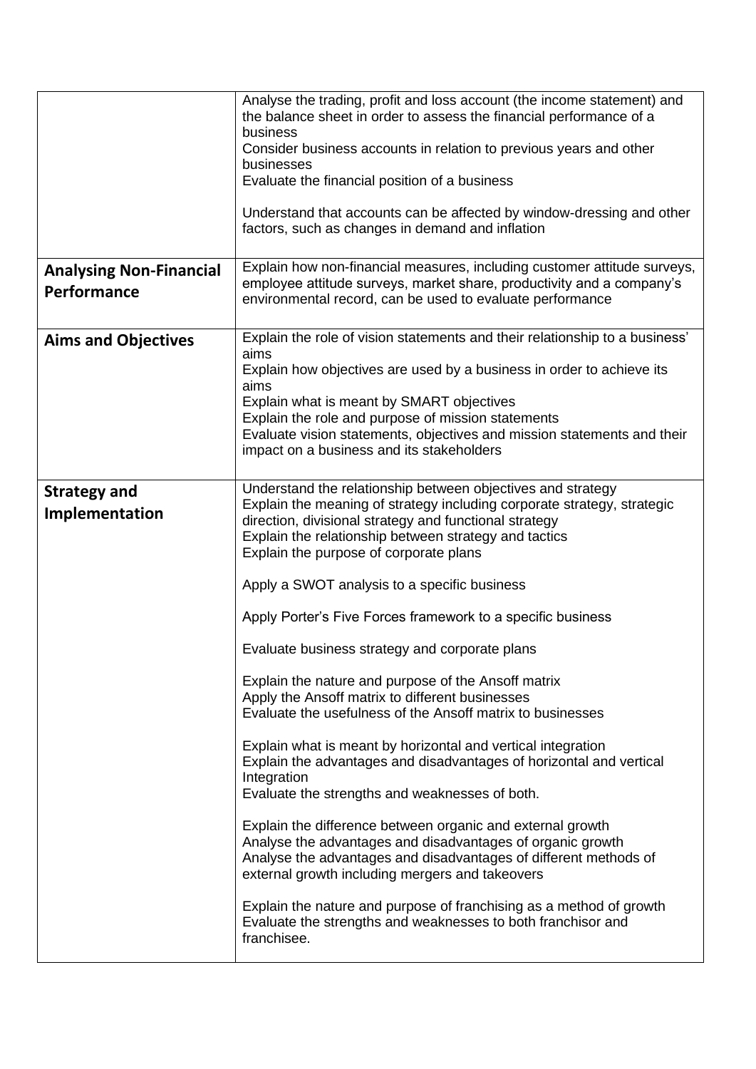| | |
|---|---|
| | Analyse the trading, profit and loss account (the income statement) and the balance sheet in order to assess the financial performance of a business<br>Consider business accounts in relation to previous years and other businesses<br>Evaluate the financial position of a business<br><br>Understand that accounts can be affected by window-dressing and other factors, such as changes in demand and inflation |
| **Analysing Non-Financial Performance** | Explain how non-financial measures, including customer attitude surveys, employee attitude surveys, market share, productivity and a company's environmental record, can be used to evaluate performance |
| **Aims and Objectives** | Explain the role of vision statements and their relationship to a business' aims<br>Explain how objectives are used by a business in order to achieve its aims<br>Explain what is meant by SMART objectives<br>Explain the role and purpose of mission statements<br>Evaluate vision statements, objectives and mission statements and their impact on a business and its stakeholders |
| **Strategy and Implementation** | Understand the relationship between objectives and strategy<br>Explain the meaning of strategy including corporate strategy, strategic direction, divisional strategy and functional strategy<br>Explain the relationship between strategy and tactics<br>Explain the purpose of corporate plans<br><br>Apply a SWOT analysis to a specific business<br><br>Apply Porter's Five Forces framework to a specific business<br><br>Evaluate business strategy and corporate plans<br><br>Explain the nature and purpose of the Ansoff matrix<br>Apply the Ansoff matrix to different businesses<br>Evaluate the usefulness of the Ansoff matrix to businesses<br><br>Explain what is meant by horizontal and vertical integration<br>Explain the advantages and disadvantages of horizontal and vertical Integration<br>Evaluate the strengths and weaknesses of both.<br><br>Explain the difference between organic and external growth<br>Analyse the advantages and disadvantages of organic growth<br>Analyse the advantages and disadvantages of different methods of external growth including mergers and takeovers<br><br>Explain the nature and purpose of franchising as a method of growth<br>Evaluate the strengths and weaknesses to both franchisor and franchisee. |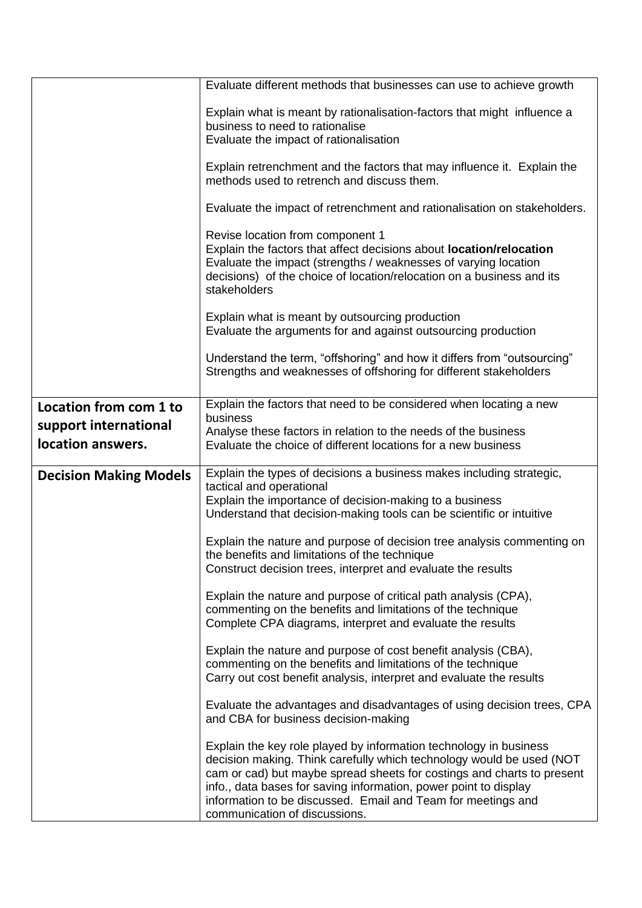| | |
|---|---|
| | Evaluate different methods that businesses can use to achieve growth<br><br>Explain what is meant by rationalisation-factors that might influence a business to need to rationalise<br>Evaluate the impact of rationalisation<br><br>Explain retrenchment and the factors that may influence it. Explain the methods used to retrench and discuss them.<br><br>Evaluate the impact of retrenchment and rationalisation on stakeholders.<br><br>Revise location from component 1<br>Explain the factors that affect decisions about **location/relocation**<br>Evaluate the impact (strengths / weaknesses of varying location decisions) of the choice of location/relocation on a business and its stakeholders<br><br>Explain what is meant by outsourcing production<br>Evaluate the arguments for and against outsourcing production<br><br>Understand the term, "offshoring" and how it differs from "outsourcing"<br>Strengths and weaknesses of offshoring for different stakeholders |
| **Location from com 1 to support international location answers.** | Explain the factors that need to be considered when locating a new business<br>Analyse these factors in relation to the needs of the business<br>Evaluate the choice of different locations for a new business |
| **Decision Making Models** | Explain the types of decisions a business makes including strategic, tactical and operational<br>Explain the importance of decision-making to a business<br>Understand that decision-making tools can be scientific or intuitive<br><br>Explain the nature and purpose of decision tree analysis commenting on the benefits and limitations of the technique<br>Construct decision trees, interpret and evaluate the results<br><br>Explain the nature and purpose of critical path analysis (CPA), commenting on the benefits and limitations of the technique<br>Complete CPA diagrams, interpret and evaluate the results<br><br>Explain the nature and purpose of cost benefit analysis (CBA), commenting on the benefits and limitations of the technique<br>Carry out cost benefit analysis, interpret and evaluate the results<br><br>Evaluate the advantages and disadvantages of using decision trees, CPA and CBA for business decision-making<br><br>Explain the key role played by information technology in business decision making. Think carefully which technology would be used (NOT cam or cad) but maybe spread sheets for costings and charts to present info., data bases for saving information, power point to display information to be discussed. Email and Team for meetings and communication of discussions. |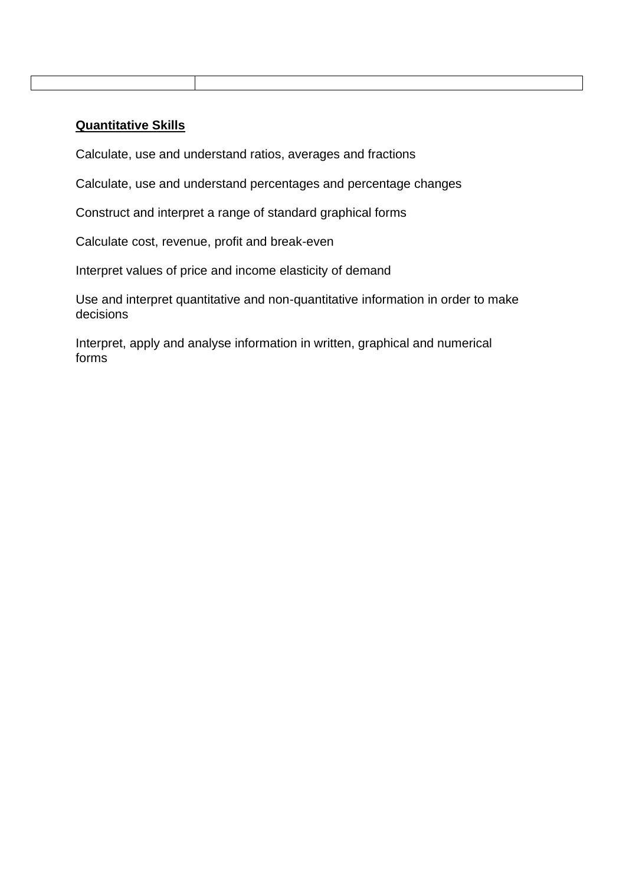| | |
|---|---|

**Quantitative Skills**

Calculate, use and understand ratios, averages and fractions

Calculate, use and understand percentages and percentage changes

Construct and interpret a range of standard graphical forms

Calculate cost, revenue, profit and break-even

Interpret values of price and income elasticity of demand

Use and interpret quantitative and non-quantitative information in order to make decisions

Interpret, apply and analyse information in written, graphical and numerical forms